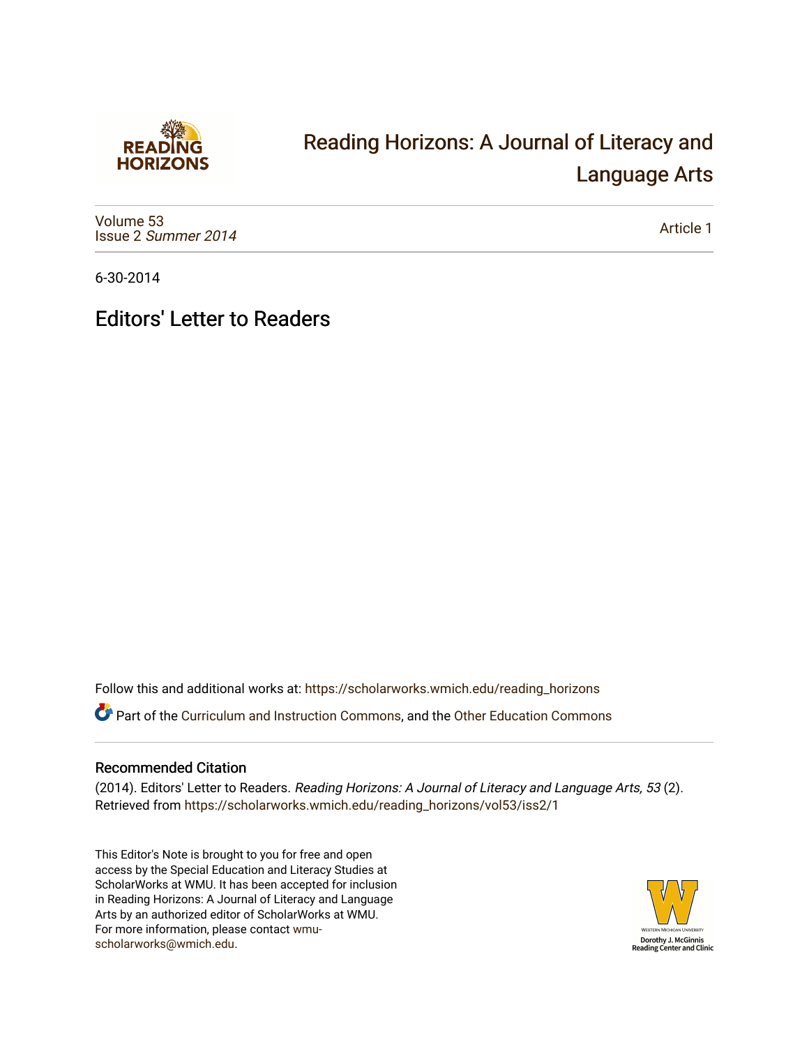# Reading Horizons: A Journal of Literacy and Language Arts

Volume 53
Issue 2 *Summer 2014*

Article 1

6-30-2014

## Editors' Letter to Readers

Follow this and additional works at: https://scholarworks.wmich.edu/reading_horizons

Part of the Curriculum and Instruction Commons, and the Other Education Commons

### Recommended Citation

(2014). Editors' Letter to Readers. *Reading Horizons: A Journal of Literacy and Language Arts, 53* (2). Retrieved from https://scholarworks.wmich.edu/reading_horizons/vol53/iss2/1

This Editor's Note is brought to you for free and open access by the Special Education and Literacy Studies at ScholarWorks at WMU. It has been accepted for inclusion in Reading Horizons: A Journal of Literacy and Language Arts by an authorized editor of ScholarWorks at WMU. For more information, please contact wmu-scholarworks@wmich.edu.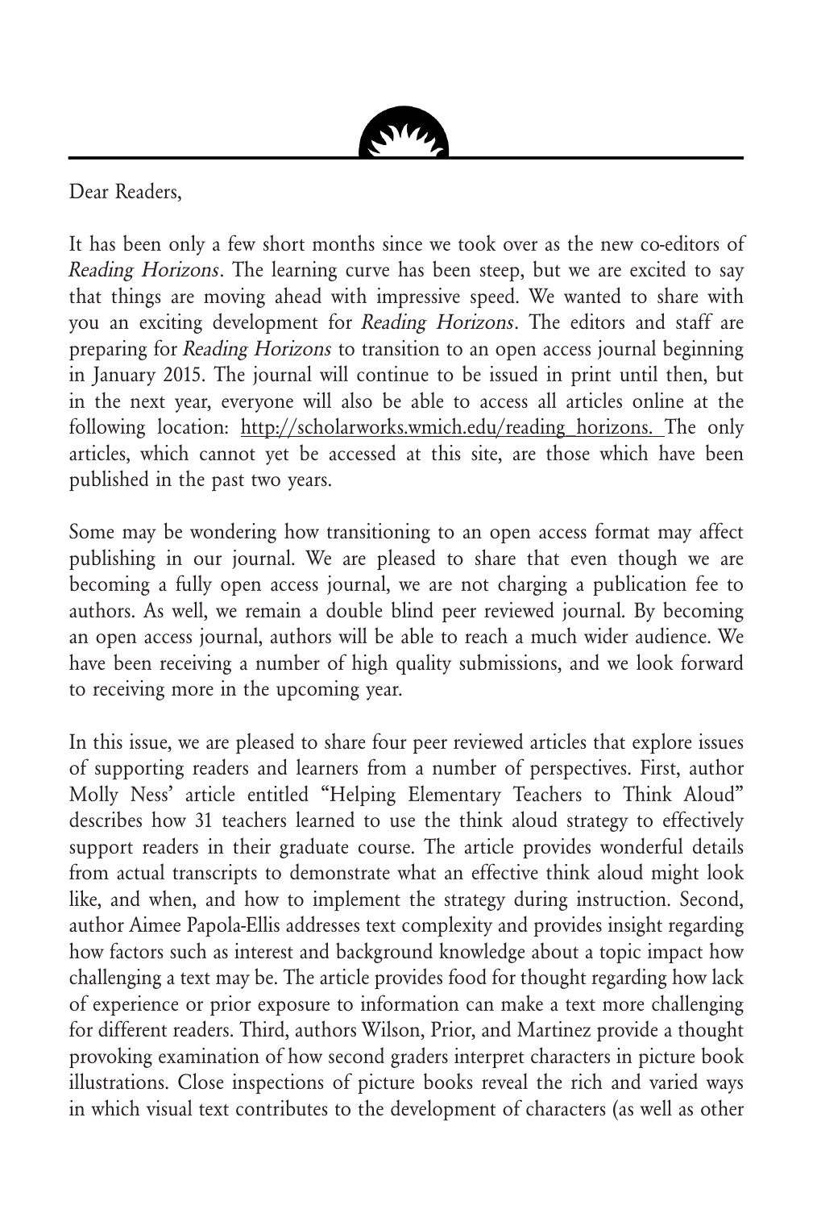Dear Readers,

It has been only a few short months since we took over as the new co-editors of *Reading Horizons*. The learning curve has been steep, but we are excited to say that things are moving ahead with impressive speed. We wanted to share with you an exciting development for *Reading Horizons*. The editors and staff are preparing for *Reading Horizons* to transition to an open access journal beginning in January 2015. The journal will continue to be issued in print until then, but in the next year, everyone will also be able to access all articles online at the following location: http://scholarworks.wmich.edu/reading_horizons. The only articles, which cannot yet be accessed at this site, are those which have been published in the past two years.

Some may be wondering how transitioning to an open access format may affect publishing in our journal. We are pleased to share that even though we are becoming a fully open access journal, we are not charging a publication fee to authors. As well, we remain a double blind peer reviewed journal. By becoming an open access journal, authors will be able to reach a much wider audience. We have been receiving a number of high quality submissions, and we look forward to receiving more in the upcoming year.

In this issue, we are pleased to share four peer reviewed articles that explore issues of supporting readers and learners from a number of perspectives. First, author Molly Ness' article entitled "Helping Elementary Teachers to Think Aloud" describes how 31 teachers learned to use the think aloud strategy to effectively support readers in their graduate course. The article provides wonderful details from actual transcripts to demonstrate what an effective think aloud might look like, and when, and how to implement the strategy during instruction. Second, author Aimee Papola-Ellis addresses text complexity and provides insight regarding how factors such as interest and background knowledge about a topic impact how challenging a text may be. The article provides food for thought regarding how lack of experience or prior exposure to information can make a text more challenging for different readers. Third, authors Wilson, Prior, and Martinez provide a thought provoking examination of how second graders interpret characters in picture book illustrations. Close inspections of picture books reveal the rich and varied ways in which visual text contributes to the development of characters (as well as other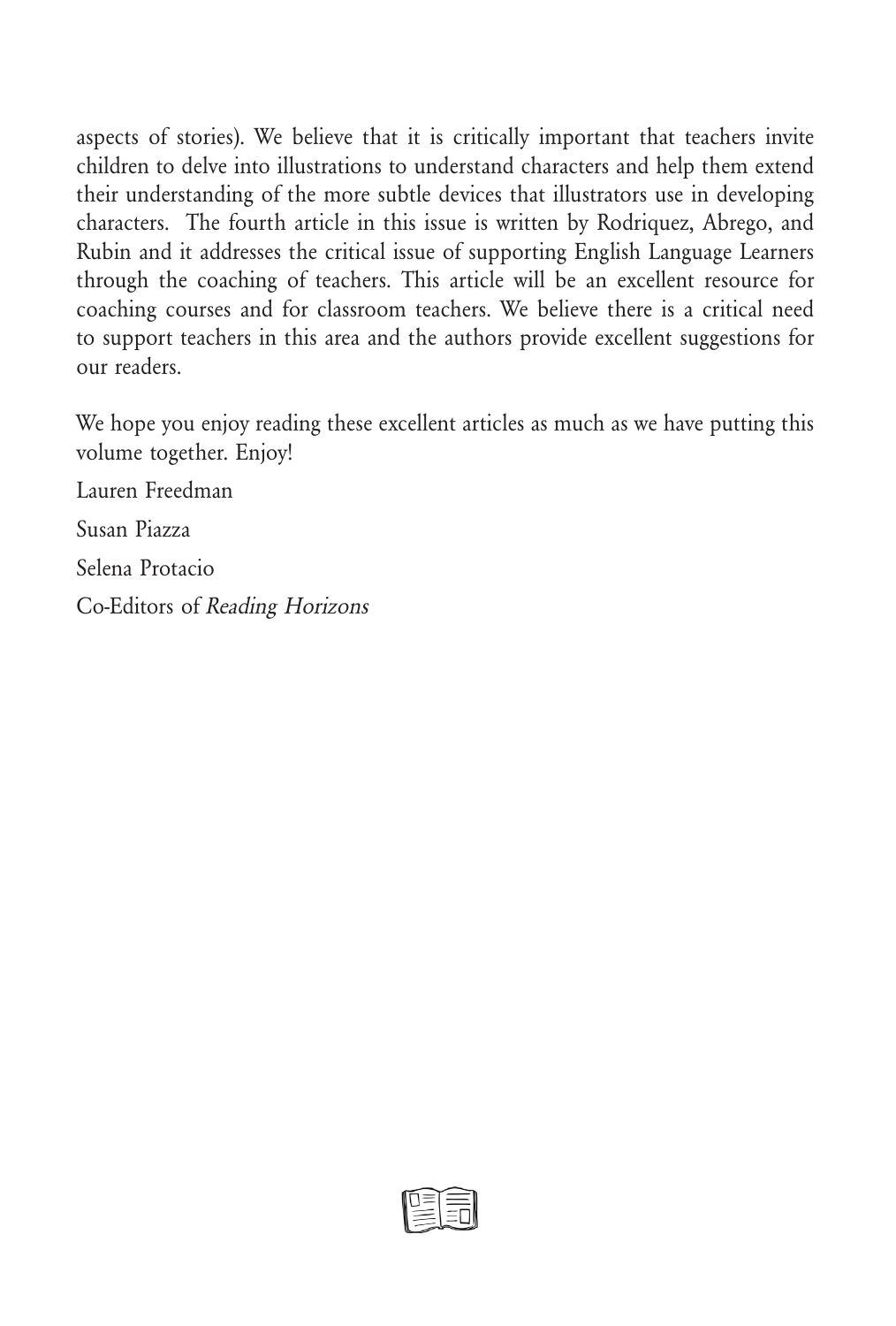aspects of stories). We believe that it is critically important that teachers invite children to delve into illustrations to understand characters and help them extend their understanding of the more subtle devices that illustrators use in developing characters. The fourth article in this issue is written by Rodriquez, Abrego, and Rubin and it addresses the critical issue of supporting English Language Learners through the coaching of teachers. This article will be an excellent resource for coaching courses and for classroom teachers. We believe there is a critical need to support teachers in this area and the authors provide excellent suggestions for our readers.

We hope you enjoy reading these excellent articles as much as we have putting this volume together. Enjoy!

Lauren Freedman

Susan Piazza

Selena Protacio

Co-Editors of *Reading Horizons*